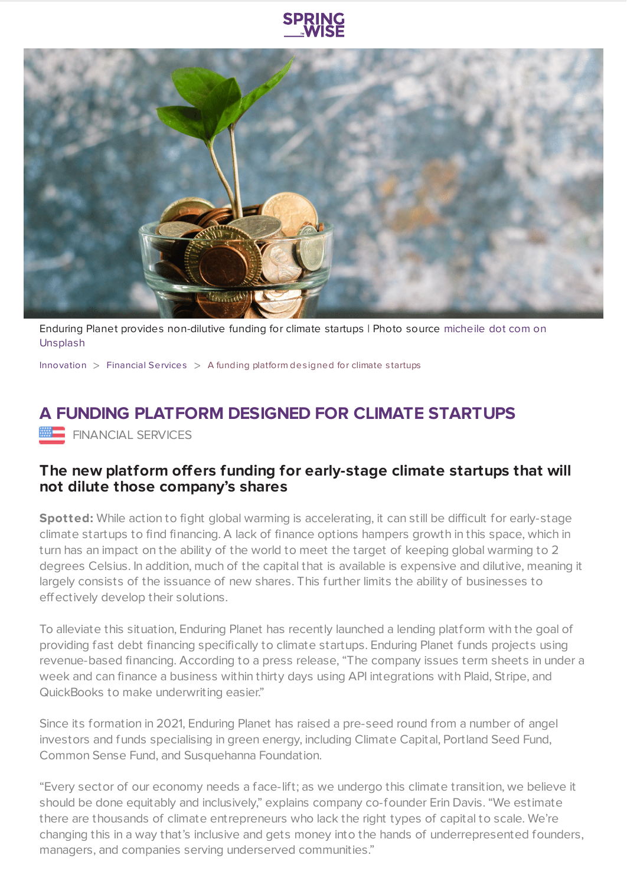Enduring Planet provides non-dilutive funding for climate startups | Photo source micheile dot com on Unsplash

Innovation > Financial Services > A funding platform designed for climate startups

# A FUNDING PLATFORM DESIGNED FOR CLIMATE STARTUPS

FINANCIAL SERVICES

### The new platform offers funding for early-stage climate startups that will not dilute those company's shares

**Spotted:** While action to fight global warming is accelerating, it can still be difficult for early-stage climate startups to find financing. A lack of finance options hampers growth in this space, which in turn has an impact on the ability of the world to meet the target of keeping global warming to 2 degrees Celsius. In addition, much of the capital that is available is expensive and dilutive, meaning it largely consists of the issuance of new shares. This further limits the ability of businesses to effectively develop their solutions.

To alleviate this situation, Enduring Planet has recently launched a lending platform with the goal of providing fast debt financing specifically to climate startups. Enduring Planet funds projects using revenue-based financing. According to a press release, "The company issues term sheets in under a week and can finance a business within thirty days using API integrations with Plaid, Stripe, and QuickBooks to make underwriting easier."

Since its formation in 2021, Enduring Planet has raised a pre-seed round from a number of angel investors and funds specialising in green energy, including Climate Capital, Portland Seed Fund, Common Sense Fund, and Susquehanna Foundation.

"Every sector of our economy needs a face-lift; as we undergo this climate transition, we believe it should be done equitably and inclusively," explains company co-founder Erin Davis. "We estimate there are thousands of climate entrepreneurs who lack the right types of capital to scale. We're changing this in a way that's inclusive and gets money into the hands of underrepresented founders, managers, and companies serving underserved communities."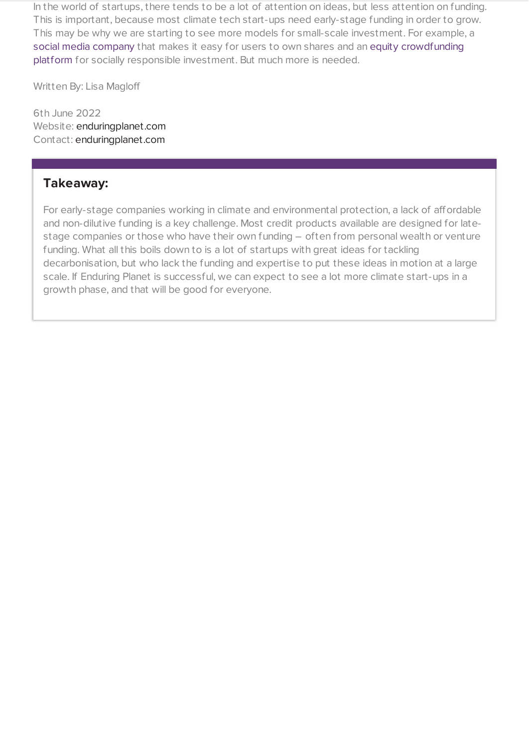In the world of startups, there tends to be a lot of attention on ideas, but less attention on funding. This is important, because most climate tech start-ups need early-stage funding in order to grow. This may be why we are starting to see more models for small-scale investment. For example, a social media company that makes it easy for users to own shares and an equity crowdfunding platform for socially responsible investment. But much more is needed.

Written By: Lisa Magloff

6th June 2022
Website: enduringplanet.com
Contact: enduringplanet.com

## Takeaway:

For early-stage companies working in climate and environmental protection, a lack of affordable and non-dilutive funding is a key challenge. Most credit products available are designed for late-stage companies or those who have their own funding – often from personal wealth or venture funding. What all this boils down to is a lot of startups with great ideas for tackling decarbonisation, but who lack the funding and expertise to put these ideas in motion at a large scale. If Enduring Planet is successful, we can expect to see a lot more climate start-ups in a growth phase, and that will be good for everyone.